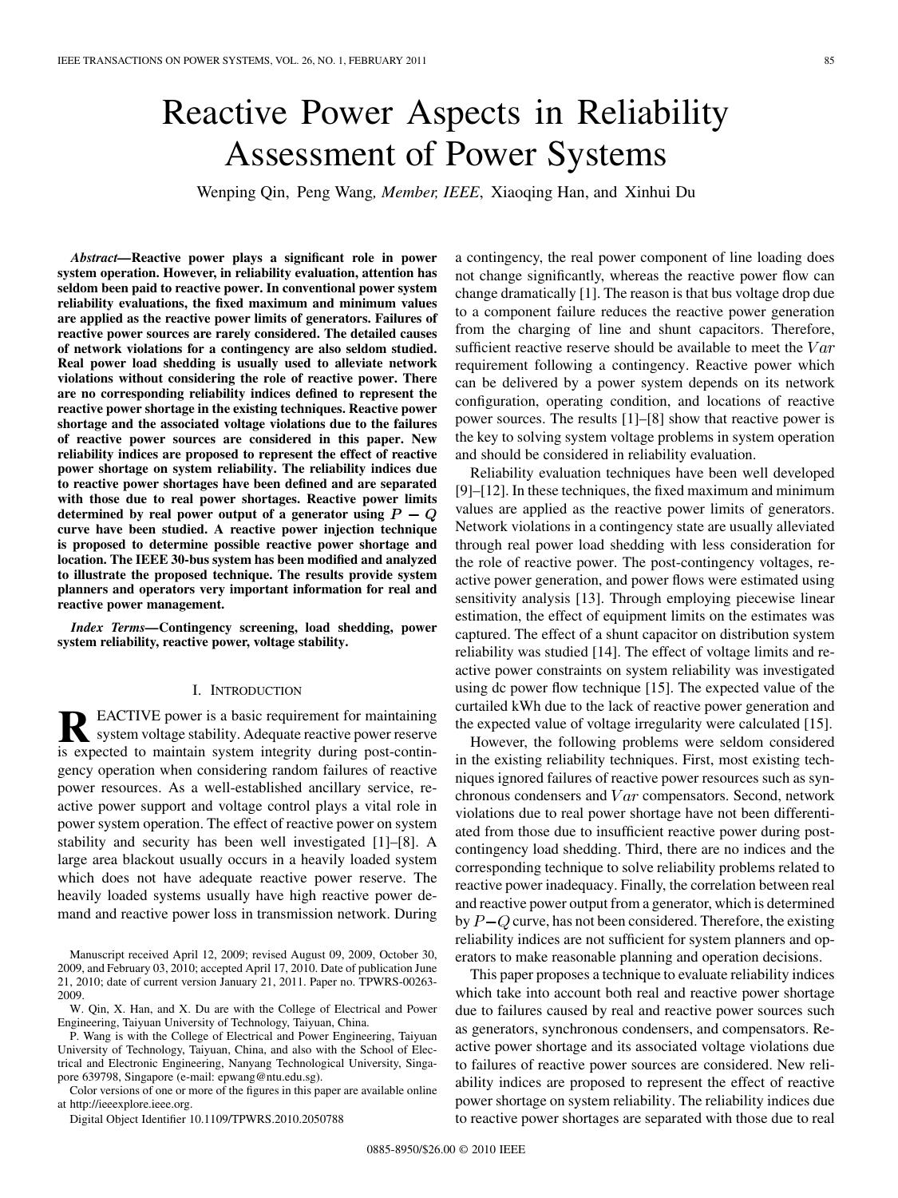# Reactive Power Aspects in Reliability Assessment of Power Systems

Wenping Qin, Peng Wang, *Member, IEEE*, Xiaoqing Han, and Xinhui Du

***Abstract*—Reactive power plays a significant role in power system operation. However, in reliability evaluation, attention has seldom been paid to reactive power. In conventional power system reliability evaluations, the fixed maximum and minimum values are applied as the reactive power limits of generators. Failures of reactive power sources are rarely considered. The detailed causes of network violations for a contingency are also seldom studied. Real power load shedding is usually used to alleviate network violations without considering the role of reactive power. There are no corresponding reliability indices defined to represent the reactive power shortage in the existing techniques. Reactive power shortage and the associated voltage violations due to the failures of reactive power sources are considered in this paper. New reliability indices are proposed to represent the effect of reactive power shortage on system reliability. The reliability indices due to reactive power shortages have been defined and are separated with those due to real power shortages. Reactive power limits determined by real power output of a generator using $P-Q$ curve have been studied. A reactive power injection technique is proposed to determine possible reactive power shortage and location. The IEEE 30-bus system has been modified and analyzed to illustrate the proposed technique. The results provide system planners and operators very important information for real and reactive power management.**

***Index Terms*—Contingency screening, load shedding, power system reliability, reactive power, voltage stability.**

## I. Introduction

REACTIVE power is a basic requirement for maintaining system voltage stability. Adequate reactive power reserve is expected to maintain system integrity during post-contingency operation when considering random failures of reactive power resources. As a well-established ancillary service, reactive power support and voltage control plays a vital role in power system operation. The effect of reactive power on system stability and security has been well investigated [1]–[8]. A large area blackout usually occurs in a heavily loaded system which does not have adequate reactive power reserve. The heavily loaded systems usually have high reactive power demand and reactive power loss in transmission network. During a contingency, the real power component of line loading does not change significantly, whereas the reactive power flow can change dramatically [1]. The reason is that bus voltage drop due to a component failure reduces the reactive power generation from the charging of line and shunt capacitors. Therefore, sufficient reactive reserve should be available to meet the $Var$ requirement following a contingency. Reactive power which can be delivered by a power system depends on its network configuration, operating condition, and locations of reactive power sources. The results [1]–[8] show that reactive power is the key to solving system voltage problems in system operation and should be considered in reliability evaluation.

Reliability evaluation techniques have been well developed [9]–[12]. In these techniques, the fixed maximum and minimum values are applied as the reactive power limits of generators. Network violations in a contingency state are usually alleviated through real power load shedding with less consideration for the role of reactive power. The post-contingency voltages, reactive power generation, and power flows were estimated using sensitivity analysis [13]. Through employing piecewise linear estimation, the effect of equipment limits on the estimates was captured. The effect of a shunt capacitor on distribution system reliability was studied [14]. The effect of voltage limits and reactive power constraints on system reliability was investigated using dc power flow technique [15]. The expected value of the curtailed kWh due to the lack of reactive power generation and the expected value of voltage irregularity were calculated [15].

However, the following problems were seldom considered in the existing reliability techniques. First, most existing techniques ignored failures of reactive power resources such as synchronous condensers and $Var$ compensators. Second, network violations due to real power shortage have not been differentiated from those due to insufficient reactive power during post-contingency load shedding. Third, there are no indices and the corresponding technique to solve reliability problems related to reactive power inadequacy. Finally, the correlation between real and reactive power output from a generator, which is determined by $P-Q$ curve, has not been considered. Therefore, the existing reliability indices are not sufficient for system planners and operators to make reasonable planning and operation decisions.

This paper proposes a technique to evaluate reliability indices which take into account both real and reactive power shortage due to failures caused by real and reactive power sources such as generators, synchronous condensers, and compensators. Reactive power shortage and its associated voltage violations due to failures of reactive power sources are considered. New reliability indices are proposed to represent the effect of reactive power shortage on system reliability. The reliability indices due to reactive power shortages are separated with those due to real

Manuscript received April 12, 2009; revised August 09, 2009, October 30, 2009, and February 03, 2010; accepted April 17, 2010. Date of publication June 21, 2010; date of current version January 21, 2011. Paper no. TPWRS-00263-2009.

W. Qin, X. Han, and X. Du are with the College of Electrical and Power Engineering, Taiyuan University of Technology, Taiyuan, China.

P. Wang is with the College of Electrical and Power Engineering, Taiyuan University of Technology, Taiyuan, China, and also with the School of Electrical and Electronic Engineering, Nanyang Technological University, Singapore 639798, Singapore (e-mail: epwang@ntu.edu.sg).

Color versions of one or more of the figures in this paper are available online at http://ieeexplore.ieee.org.

Digital Object Identifier 10.1109/TPWRS.2010.2050788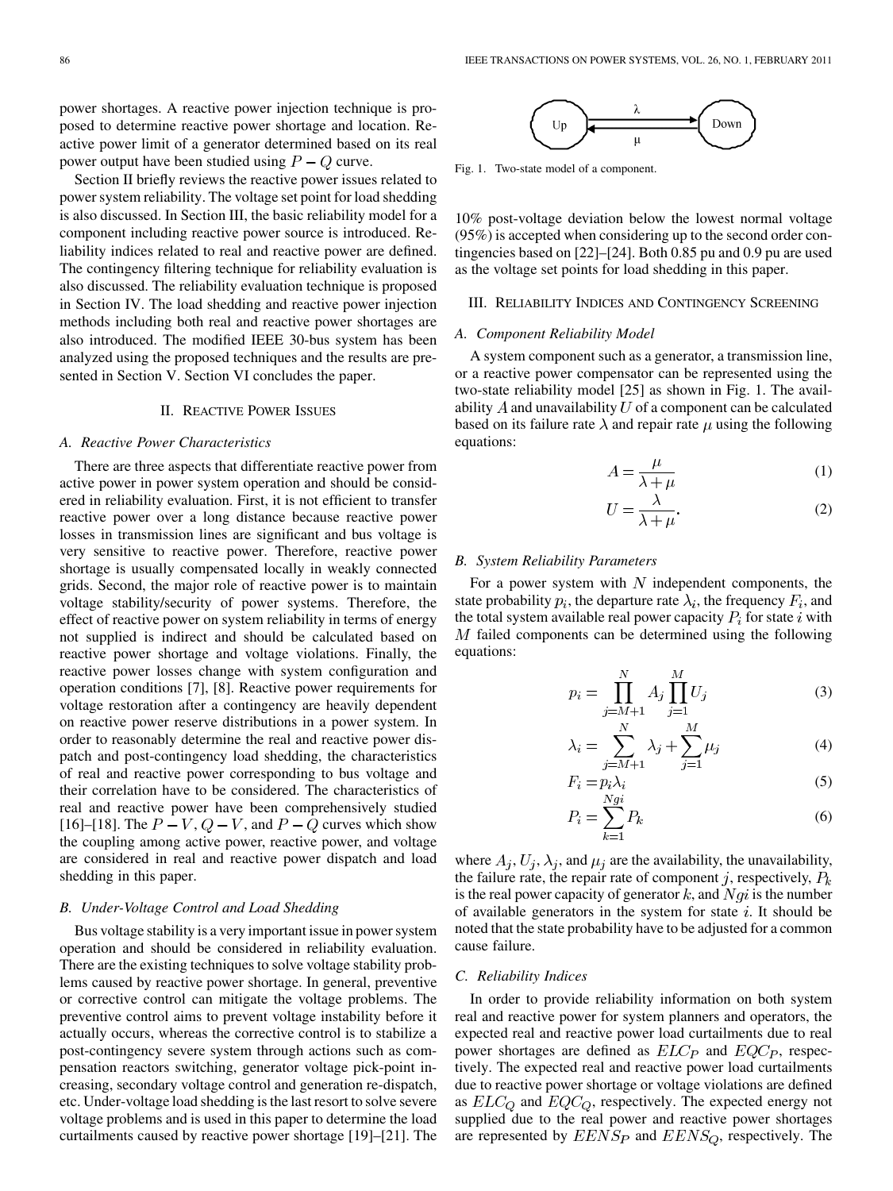power shortages. A reactive power injection technique is proposed to determine reactive power shortage and location. Reactive power limit of a generator determined based on its real power output have been studied using $P-Q$ curve.

Section II briefly reviews the reactive power issues related to power system reliability. The voltage set point for load shedding is also discussed. In Section III, the basic reliability model for a component including reactive power source is introduced. Reliability indices related to real and reactive power are defined. The contingency filtering technique for reliability evaluation is also discussed. The reliability evaluation technique is proposed in Section IV. The load shedding and reactive power injection methods including both real and reactive power shortages are also introduced. The modified IEEE 30-bus system has been analyzed using the proposed techniques and the results are presented in Section V. Section VI concludes the paper.

## II. Reactive Power Issues

### A. Reactive Power Characteristics

There are three aspects that differentiate reactive power from active power in power system operation and should be considered in reliability evaluation. First, it is not efficient to transfer reactive power over a long distance because reactive power losses in transmission lines are significant and bus voltage is very sensitive to reactive power. Therefore, reactive power shortage is usually compensated locally in weakly connected grids. Second, the major role of reactive power is to maintain voltage stability/security of power systems. Therefore, the effect of reactive power on system reliability in terms of energy not supplied is indirect and should be calculated based on reactive power shortage and voltage violations. Finally, the reactive power losses change with system configuration and operation conditions [7], [8]. Reactive power requirements for voltage restoration after a contingency are heavily dependent on reactive power reserve distributions in a power system. In order to reasonably determine the real and reactive power dispatch and post-contingency load shedding, the characteristics of real and reactive power corresponding to bus voltage and their correlation have to be considered. The characteristics of real and reactive power have been comprehensively studied [16]–[18]. The $P-V$, $Q-V$, and $P-Q$ curves which show the coupling among active power, reactive power, and voltage are considered in real and reactive power dispatch and load shedding in this paper.

### B. Under-Voltage Control and Load Shedding

Bus voltage stability is a very important issue in power system operation and should be considered in reliability evaluation. There are the existing techniques to solve voltage stability problems caused by reactive power shortage. In general, preventive or corrective control can mitigate the voltage problems. The preventive control aims to prevent voltage instability before it actually occurs, whereas the corrective control is to stabilize a post-contingency severe system through actions such as compensation reactors switching, generator voltage pick-point increasing, secondary voltage control and generation re-dispatch, etc. Under-voltage load shedding is the last resort to solve severe voltage problems and is used in this paper to determine the load curtailments caused by reactive power shortage [19]–[21]. The 10% post-voltage deviation below the lowest normal voltage (95%) is accepted when considering up to the second order contingencies based on [22]–[24]. Both 0.85 pu and 0.9 pu are used as the voltage set points for load shedding in this paper.

Fig. 1. Two-state model of a component.

## III. Reliability Indices and Contingency Screening

### A. Component Reliability Model

A system component such as a generator, a transmission line, or a reactive power compensator can be represented using the two-state reliability model [25] as shown in Fig. 1. The availability $A$ and unavailability $U$ of a component can be calculated based on its failure rate $\lambda$ and repair rate $\mu$ using the following equations:

$$A = \frac{\mu}{\lambda + \mu} \tag{1}$$

$$U = \frac{\lambda}{\lambda + \mu}. \tag{2}$$

### B. System Reliability Parameters

For a power system with $N$ independent components, the state probability $p_i$, the departure rate $\lambda_i$, the frequency $F_i$, and the total system available real power capacity $P_i$ for state $i$ with $M$ failed components can be determined using the following equations:

$$p_i = \prod_{j=M+1}^{N} A_j \prod_{j=1}^{M} U_j \tag{3}$$

$$\lambda_i = \sum_{j=M+1}^{N} \lambda_j + \sum_{j=1}^{M} \mu_j \tag{4}$$

$$F_i = p_i \lambda_i \tag{5}$$

$$P_i = \sum_{k=1}^{Ngi} P_k \tag{6}$$

where $A_j$, $U_j$, $\lambda_j$, and $\mu_j$ are the availability, the unavailability, the failure rate, the repair rate of component $j$, respectively, $P_k$ is the real power capacity of generator $k$, and $Ngi$ is the number of available generators in the system for state $i$. It should be noted that the state probability have to be adjusted for a common cause failure.

### C. Reliability Indices

In order to provide reliability information on both system real and reactive power for system planners and operators, the expected real and reactive power load curtailments due to real power shortages are defined as $ELC_P$ and $EQC_P$, respectively. The expected real and reactive power load curtailments due to reactive power shortage or voltage violations are defined as $ELC_Q$ and $EQC_Q$, respectively. The expected energy not supplied due to the real power and reactive power shortages are represented by $EENS_P$ and $EENS_Q$, respectively. The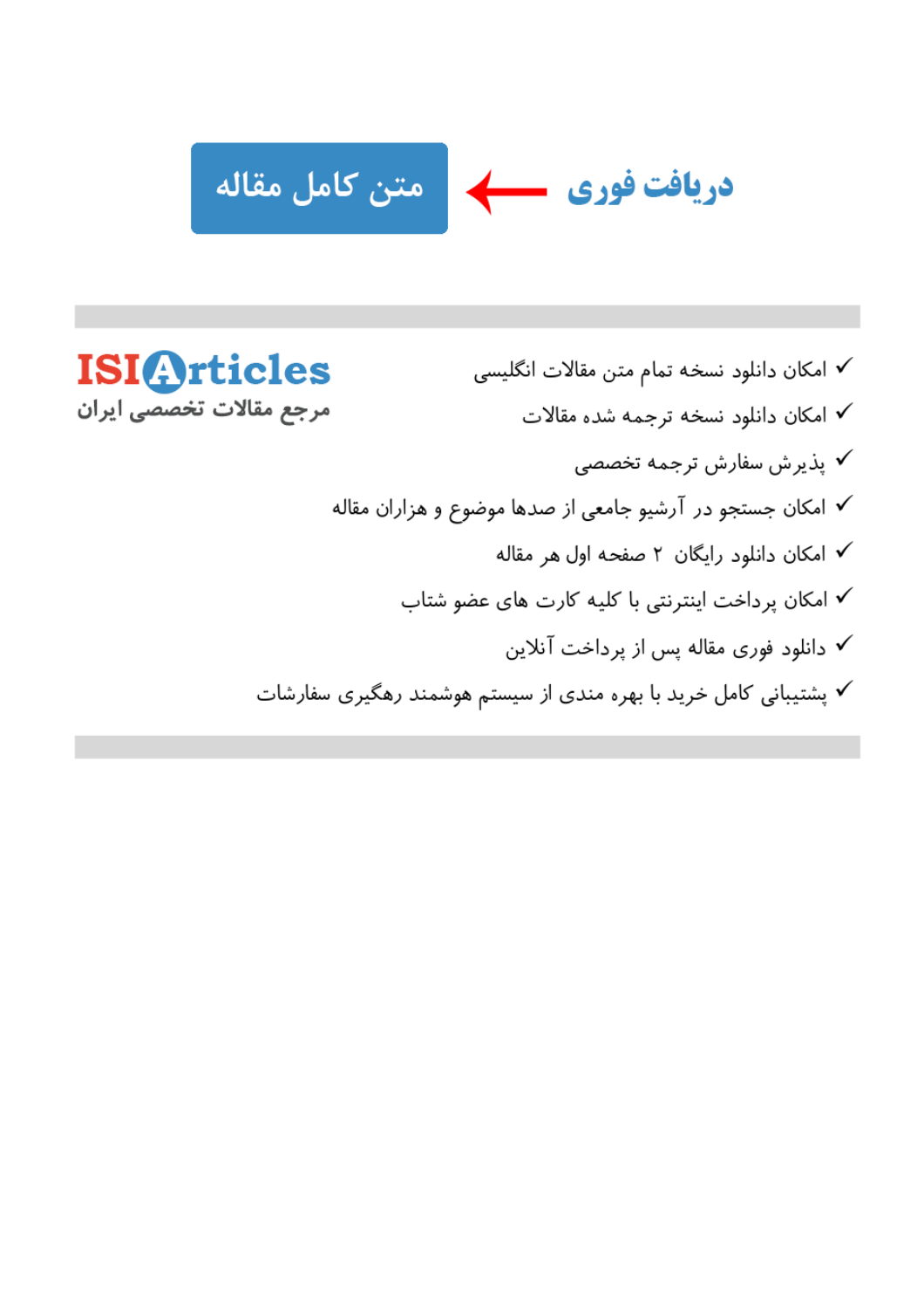**دریافت فوری** ← **متن کامل مقاله**

**ISIArticles**
مرجع مقالات تخصصی ایران

- ✓ امکان دانلود نسخه تمام متن مقالات انگلیسی
- ✓ امکان دانلود نسخه ترجمه شده مقالات
- ✓ پذیرش سفارش ترجمه تخصصی
- ✓ امکان جستجو در آرشیو جامعی از صدها موضوع و هزاران مقاله
- ✓ امکان دانلود رایگان ۲ صفحه اول هر مقاله
- ✓ امکان پرداخت اینترنتی با کلیه کارت های عضو شتاب
- ✓ دانلود فوری مقاله پس از پرداخت آنلاین
- ✓ پشتیبانی کامل خرید با بهره مندی از سیستم هوشمند رهگیری سفارشات